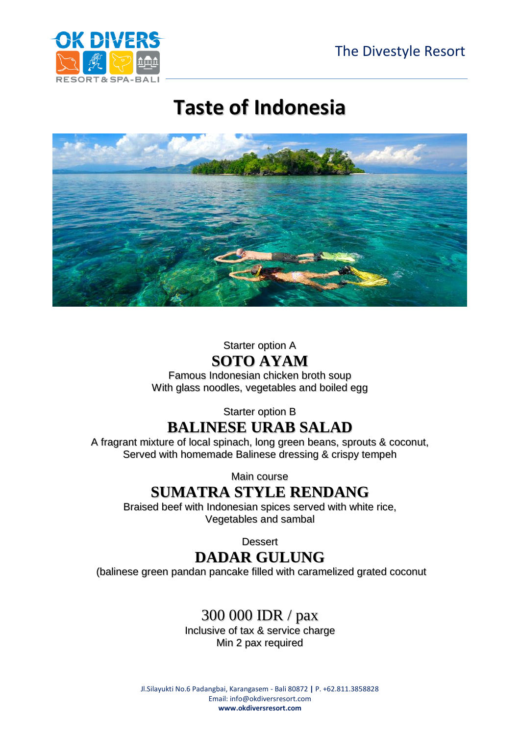The Divestyle Resort

# Taste of Indonesia

Starter option A

## SOTO AYAM

Famous Indonesian chicken broth soup
With glass noodles, vegetables and boiled egg

Starter option B

## BALINESE URAB SALAD

A fragrant mixture of local spinach, long green beans, sprouts & coconut,
Served with homemade Balinese dressing & crispy tempeh

Main course

## SUMATRA STYLE RENDANG

Braised beef with Indonesian spices served with white rice,
Vegetables and sambal

Dessert

## DADAR GULUNG

(balinese green pandan pancake filled with caramelized grated coconut

300 000 IDR / pax

Inclusive of tax & service charge
Min 2 pax required

Jl.Silayukti No.6 Padangbai, Karangasem - Bali 80872 | P. +62.811.3858828
Email: info@okdiversresort.com
**www.okdiversresort.com**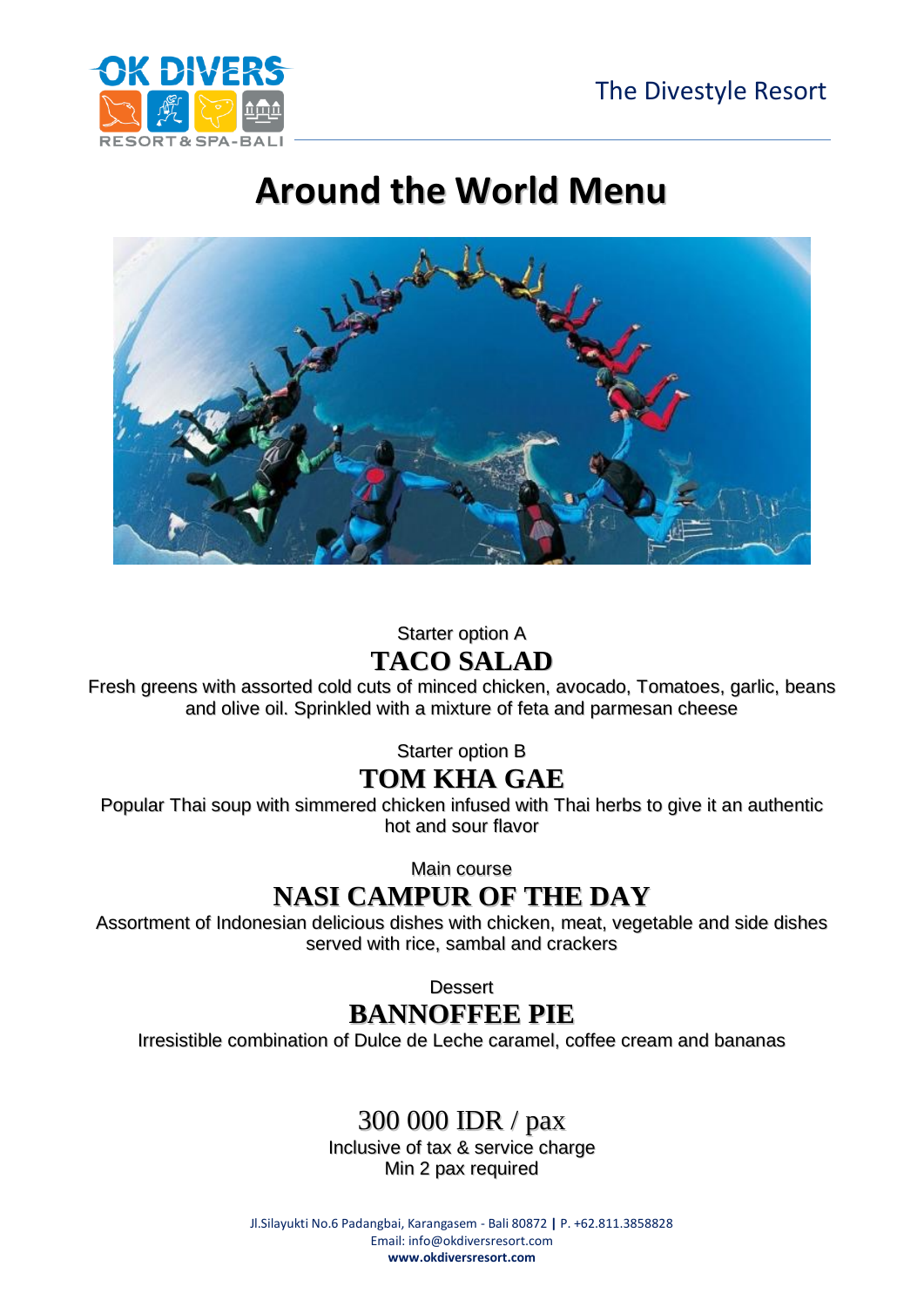# Around the World Menu

Starter option A

## TACO SALAD

Fresh greens with assorted cold cuts of minced chicken, avocado, Tomatoes, garlic, beans and olive oil. Sprinkled with a mixture of feta and parmesan cheese

Starter option B

## TOM KHA GAE

Popular Thai soup with simmered chicken infused with Thai herbs to give it an authentic hot and sour flavor

Main course

## NASI CAMPUR OF THE DAY

Assortment of Indonesian delicious dishes with chicken, meat, vegetable and side dishes served with rice, sambal and crackers

Dessert

## BANNOFFEE PIE

Irresistible combination of Dulce de Leche caramel, coffee cream and bananas

300 000 IDR / pax

Inclusive of tax & service charge

Min 2 pax required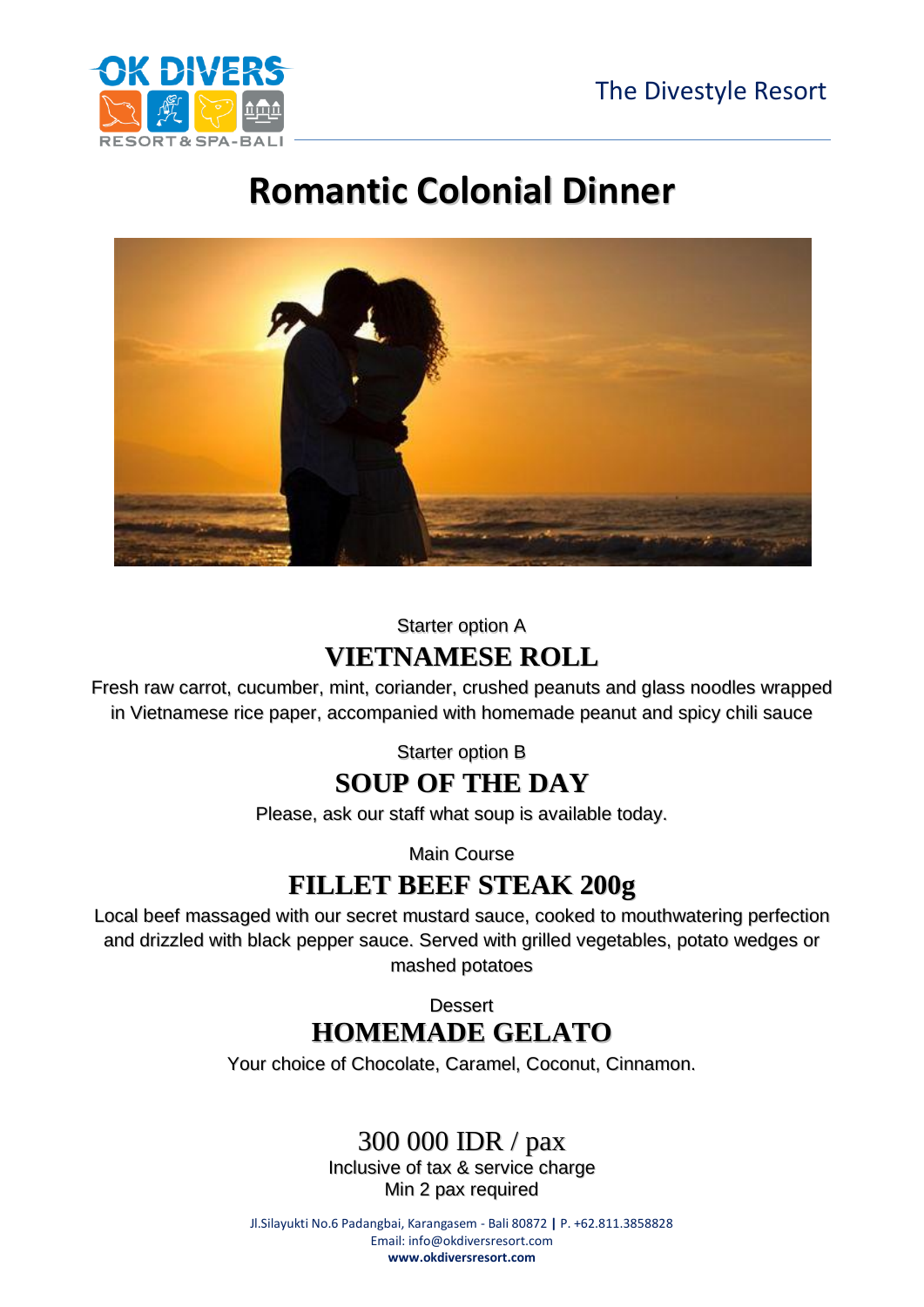OK DIVERS RESORT & SPA-BALI

The Divestyle Resort

# Romantic Colonial Dinner

Starter option A

## VIETNAMESE ROLL

Fresh raw carrot, cucumber, mint, coriander, crushed peanuts and glass noodles wrapped in Vietnamese rice paper, accompanied with homemade peanut and spicy chili sauce

Starter option B

## SOUP OF THE DAY

Please, ask our staff what soup is available today.

Main Course

## FILLET BEEF STEAK 200g

Local beef massaged with our secret mustard sauce, cooked to mouthwatering perfection and drizzled with black pepper sauce. Served with grilled vegetables, potato wedges or mashed potatoes

Dessert

## HOMEMADE GELATO

Your choice of Chocolate, Caramel, Coconut, Cinnamon.

300 000 IDR / pax

Inclusive of tax & service charge

Min 2 pax required

Jl.Silayukti No.6 Padangbai, Karangasem - Bali 80872 | P. +62.811.3858828
Email: info@okdiversresort.com
**www.okdiversresort.com**